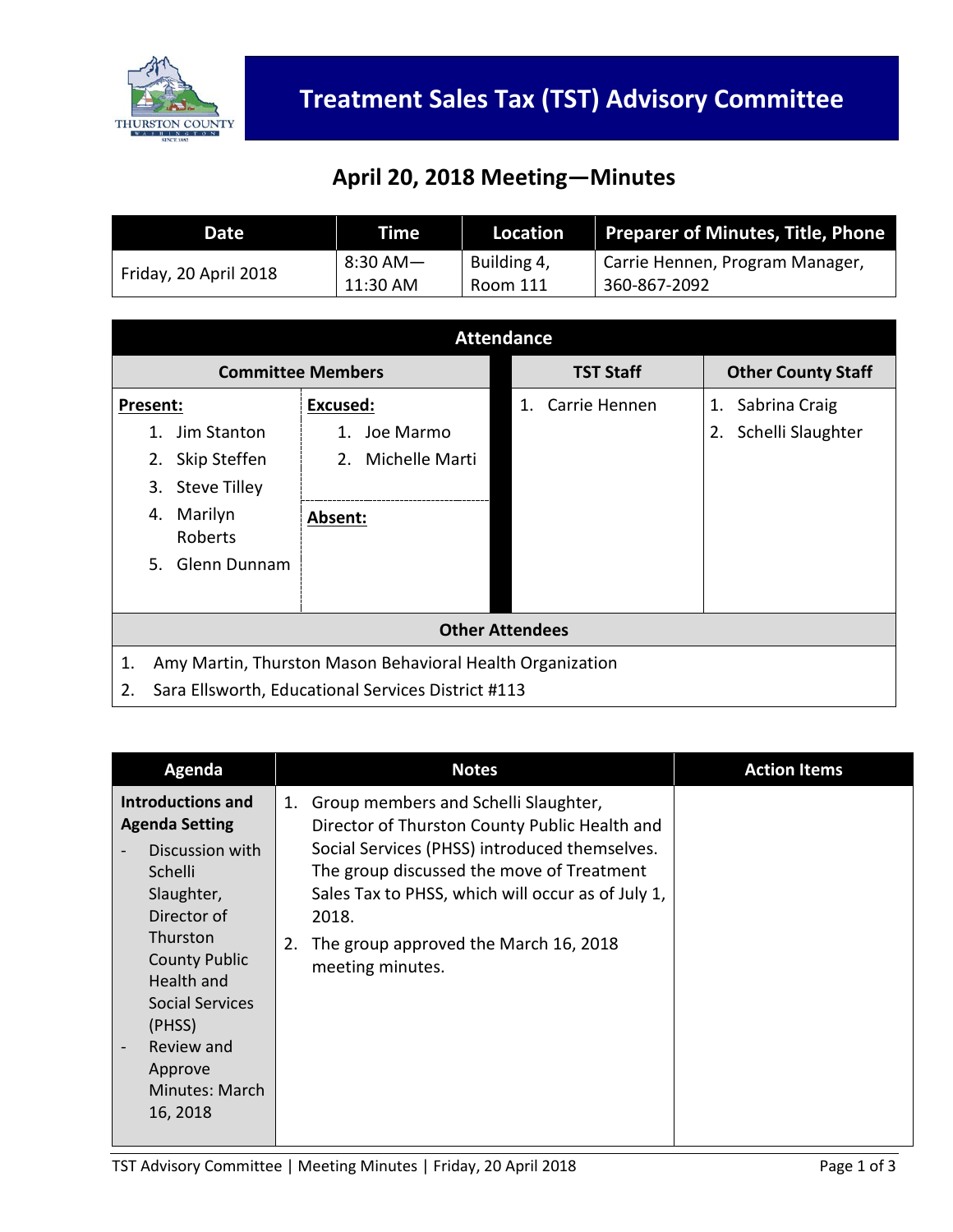# Treatment Sales Tax (TST) Advisory Committee

## April 20, 2018 Meeting—Minutes

| Date | Time | Location | Preparer of Minutes, Title, Phone |
|---|---|---|---|
| Friday, 20 April 2018 | 8:30 AM—11:30 AM | Building 4, Room 111 | Carrie Hennen, Program Manager, 360-867-2092 |

### Attendance

| Committee Members | | TST Staff | Other County Staff |
|---|---|---|---|
| **Present:** 1. Jim Stanton 2. Skip Steffen 3. Steve Tilley 4. Marilyn Roberts 5. Glenn Dunnam | **Excused:** 1. Joe Marmo 2. Michelle Marti **Absent:** | 1. Carrie Hennen | 1. Sabrina Craig 2. Schelli Slaughter |

**Other Attendees**

1. Amy Martin, Thurston Mason Behavioral Health Organization
2. Sara Ellsworth, Educational Services District #113

| Agenda | Notes | Action Items |
|---|---|---|
| **Introductions and Agenda Setting** - Discussion with Schelli Slaughter, Director of Thurston County Public Health and Social Services (PHSS) - Review and Approve Minutes: March 16, 2018 | 1. Group members and Schelli Slaughter, Director of Thurston County Public Health and Social Services (PHSS) introduced themselves. The group discussed the move of Treatment Sales Tax to PHSS, which will occur as of July 1, 2018. 2. The group approved the March 16, 2018 meeting minutes. | |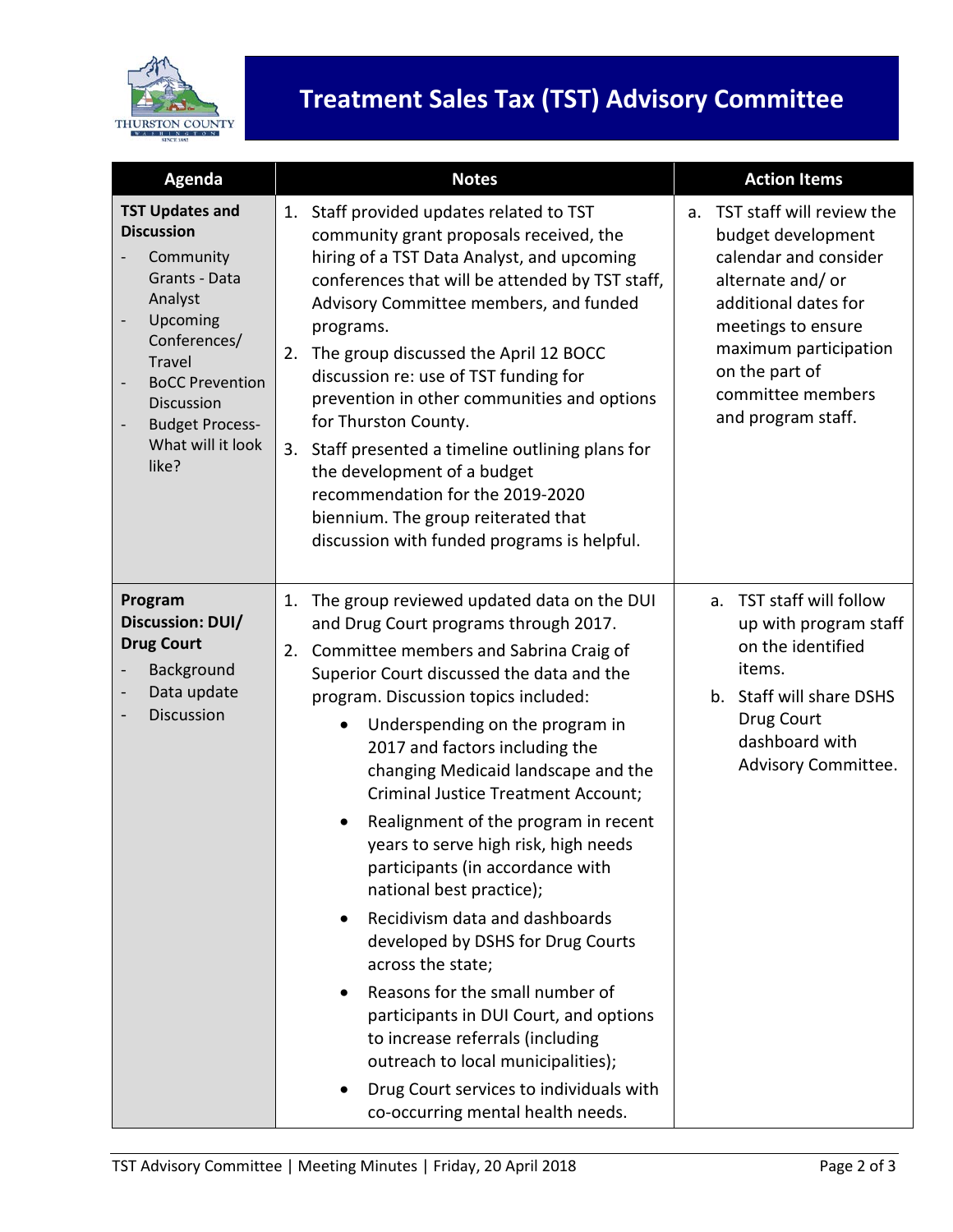# Treatment Sales Tax (TST) Advisory Committee

| Agenda | Notes | Action Items |
|---|---|---|
| **TST Updates and Discussion**<br>- Community Grants - Data Analyst<br>- Upcoming Conferences/ Travel<br>- BoCC Prevention Discussion<br>- Budget Process- What will it look like? | 1. Staff provided updates related to TST community grant proposals received, the hiring of a TST Data Analyst, and upcoming conferences that will be attended by TST staff, Advisory Committee members, and funded programs.<br>2. The group discussed the April 12 BOCC discussion re: use of TST funding for prevention in other communities and options for Thurston County.<br>3. Staff presented a timeline outlining plans for the development of a budget recommendation for the 2019-2020 biennium. The group reiterated that discussion with funded programs is helpful. | a. TST staff will review the budget development calendar and consider alternate and/ or additional dates for meetings to ensure maximum participation on the part of committee members and program staff. |
| **Program Discussion: DUI/ Drug Court**<br>- Background<br>- Data update<br>- Discussion | 1. The group reviewed updated data on the DUI and Drug Court programs through 2017.<br>2. Committee members and Sabrina Craig of Superior Court discussed the data and the program. Discussion topics included:<br>• Underspending on the program in 2017 and factors including the changing Medicaid landscape and the Criminal Justice Treatment Account;<br>• Realignment of the program in recent years to serve high risk, high needs participants (in accordance with national best practice);<br>• Recidivism data and dashboards developed by DSHS for Drug Courts across the state;<br>• Reasons for the small number of participants in DUI Court, and options to increase referrals (including outreach to local municipalities);<br>• Drug Court services to individuals with co-occurring mental health needs. | a. TST staff will follow up with program staff on the identified items.<br>b. Staff will share DSHS Drug Court dashboard with Advisory Committee. |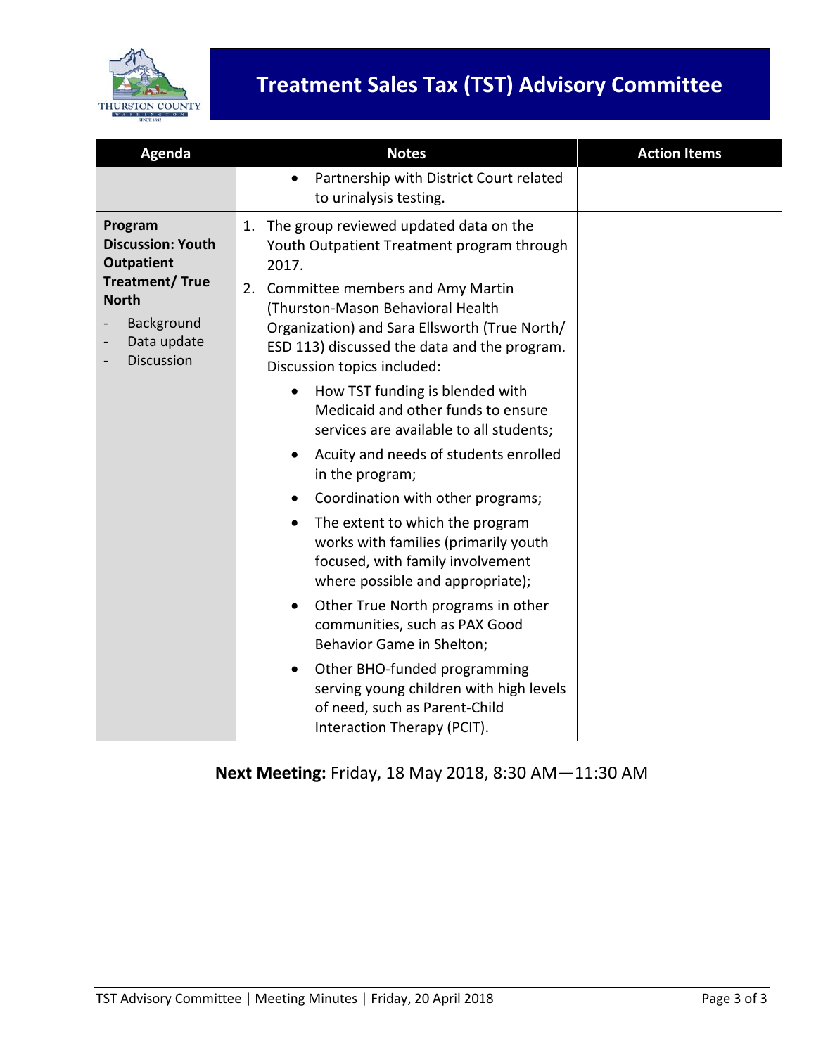# Treatment Sales Tax (TST) Advisory Committee

| Agenda | Notes | Action Items |
| --- | --- | --- |
| | • Partnership with District Court related to urinalysis testing. | |
| **Program Discussion: Youth Outpatient Treatment/ True North**<br>- Background<br>- Data update<br>- Discussion | 1. The group reviewed updated data on the Youth Outpatient Treatment program through 2017.<br>2. Committee members and Amy Martin (Thurston-Mason Behavioral Health Organization) and Sara Ellsworth (True North/ ESD 113) discussed the data and the program. Discussion topics included:<br>• How TST funding is blended with Medicaid and other funds to ensure services are available to all students;<br>• Acuity and needs of students enrolled in the program;<br>• Coordination with other programs;<br>• The extent to which the program works with families (primarily youth focused, with family involvement where possible and appropriate);<br>• Other True North programs in other communities, such as PAX Good Behavior Game in Shelton;<br>• Other BHO-funded programming serving young children with high levels of need, such as Parent-Child Interaction Therapy (PCIT). | |

**Next Meeting:** Friday, 18 May 2018, 8:30 AM—11:30 AM